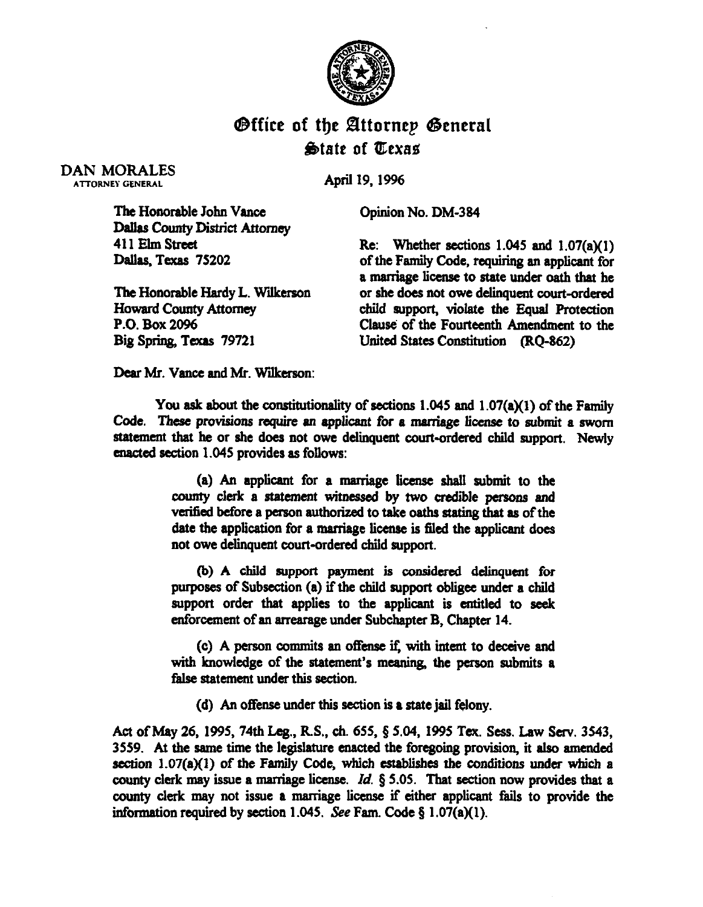# Office of the Attorney General
## State of Texas

DAN MORALES
ATTORNEY GENERAL

April 19, 1996

The Honorable John Vance
Dallas County District Attorney
411 Elm Street
Dallas, Texas 75202

The Honorable Hardy L. Wilkerson
Howard County Attorney
P.O. Box 2096
Big Spring, Texas 79721

Opinion No. DM-384

Re: Whether sections 1.045 and 1.07(a)(1) of the Family Code, requiring an applicant for a marriage license to state under oath that he or she does not owe delinquent court-ordered child support, violate the Equal Protection Clause of the Fourteenth Amendment to the United States Constitution (RQ-862)

Dear Mr. Vance and Mr. Wilkerson:

You ask about the constitutionality of sections 1.045 and 1.07(a)(1) of the Family Code. These provisions require an applicant for a marriage license to submit a sworn statement that he or she does not owe delinquent court-ordered child support. Newly enacted section 1.045 provides as follows:

> (a) An applicant for a marriage license shall submit to the county clerk a statement witnessed by two credible persons and verified before a person authorized to take oaths stating that as of the date the application for a marriage license is filed the applicant does not owe delinquent court-ordered child support.
>
> (b) A child support payment is considered delinquent for purposes of Subsection (a) if the child support obligee under a child support order that applies to the applicant is entitled to seek enforcement of an arrearage under Subchapter B, Chapter 14.
>
> (c) A person commits an offense if, with intent to deceive and with knowledge of the statement's meaning, the person submits a false statement under this section.
>
> (d) An offense under this section is a state jail felony.

Act of May 26, 1995, 74th Leg., R.S., ch. 655, § 5.04, 1995 Tex. Sess. Law Serv. 3543, 3559. At the same time the legislature enacted the foregoing provision, it also amended section 1.07(a)(1) of the Family Code, which establishes the conditions under which a county clerk may issue a marriage license. *Id.* § 5.05. That section now provides that a county clerk may not issue a marriage license if either applicant fails to provide the information required by section 1.045. *See* Fam. Code § 1.07(a)(1).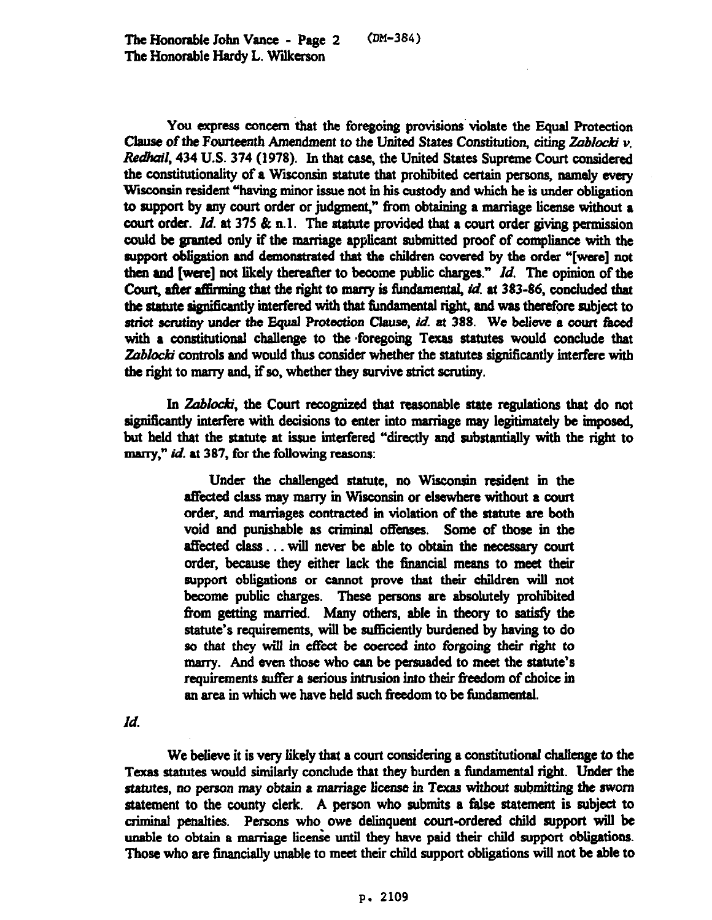You express concern that the foregoing provisions violate the Equal Protection Clause of the Fourteenth Amendment to the United States Constitution, citing *Zablocki v. Redhail*, 434 U.S. 374 (1978). In that case, the United States Supreme Court considered the constitutionality of a Wisconsin statute that prohibited certain persons, namely every Wisconsin resident "having minor issue not in his custody and which he is under obligation to support by any court order or judgment," from obtaining a marriage license without a court order. *Id.* at 375 & n.1. The statute provided that a court order giving permission could be granted only if the marriage applicant submitted proof of compliance with the support obligation and demonstrated that the children covered by the order "[were] not then and [were] not likely thereafter to become public charges." *Id.* The opinion of the Court, after affirming that the right to marry is fundamental, *id.* at 383-86, concluded that the statute significantly interfered with that fundamental right, and was therefore subject to *strict scrutiny under the Equal Protection Clause*, *id.* at 388. We believe a court faced with a constitutional challenge to the foregoing Texas statutes would conclude that *Zablocki* controls and would thus consider whether the statutes significantly interfere with the right to marry and, if so, whether they survive strict scrutiny.

In *Zablocki*, the Court recognized that reasonable state regulations that do not significantly interfere with decisions to enter into marriage may legitimately be imposed, but held that the statute at issue interfered "directly and substantially with the right to marry," *id.* at 387, for the following reasons:

> Under the challenged statute, no Wisconsin resident in the affected class may marry in Wisconsin or elsewhere without a court order, and marriages contracted in violation of the statute are both void and punishable as criminal offenses. Some of those in the affected class . . . will never be able to obtain the necessary court order, because they either lack the financial means to meet their support obligations or cannot prove that their children will not become public charges. These persons are absolutely prohibited from getting married. Many others, able in theory to satisfy the statute's requirements, will be sufficiently burdened by having to do so that they will in effect be coerced into forgoing their right to marry. And even those who can be persuaded to meet the statute's requirements suffer a serious intrusion into their freedom of choice in an area in which we have held such freedom to be fundamental.

*Id.*

We believe it is very likely that a court considering a constitutional challenge to the Texas statutes would similarly conclude that they burden a fundamental right. Under the statutes, no person may obtain a marriage license in Texas without submitting the sworn statement to the county clerk. A person who submits a false statement is subject to criminal penalties. Persons who owe delinquent court-ordered child support will be unable to obtain a marriage license until they have paid their child support obligations. Those who are financially unable to meet their child support obligations will not be able to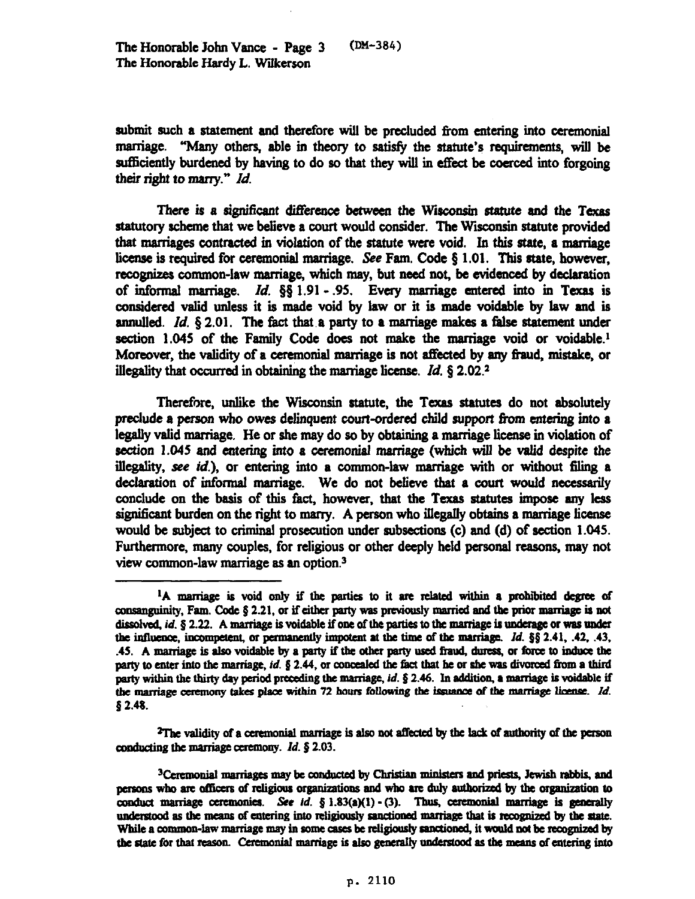submit such a statement and therefore will be precluded from entering into ceremonial marriage. "Many others, able in theory to satisfy the statute's requirements, will be sufficiently burdened by having to do so that they will in effect be coerced into forgoing their right to marry." *Id.*

There is a significant difference between the Wisconsin statute and the Texas statutory scheme that we believe a court would consider. The Wisconsin statute provided that marriages contracted in violation of the statute were void. In this state, a marriage license is required for ceremonial marriage. *See* Fam. Code § 1.01. This state, however, recognizes common-law marriage, which may, but need not, be evidenced by declaration of informal marriage. *Id.* §§ 1.91 - .95. Every marriage entered into in Texas is considered valid unless it is made void by law or it is made voidable by law and is annulled. *Id.* § 2.01. The fact that a party to a marriage makes a false statement under section 1.045 of the Family Code does not make the marriage void or voidable.[1] Moreover, the validity of a ceremonial marriage is not affected by any fraud, mistake, or illegality that occurred in obtaining the marriage license. *Id.* § 2.02.[2]

Therefore, unlike the Wisconsin statute, the Texas statutes do not absolutely preclude a person who owes delinquent court-ordered child support from entering into a legally valid marriage. He or she may do so by obtaining a marriage license in violation of section 1.045 and entering into a ceremonial marriage (which will be valid despite the illegality, *see id.*), or entering into a common-law marriage with or without filing a declaration of informal marriage. We do not believe that a court would necessarily conclude on the basis of this fact, however, that the Texas statutes impose any less significant burden on the right to marry. A person who illegally obtains a marriage license would be subject to criminal prosecution under subsections (c) and (d) of section 1.045. Furthermore, many couples, for religious or other deeply held personal reasons, may not view common-law marriage as an option.[3]

---

[1] A marriage is void only if the parties to it are related within a prohibited degree of consanguinity, Fam. Code § 2.21, or if either party was previously married and the prior marriage is not dissolved, *id.* § 2.22. A marriage is voidable if one of the parties to the marriage is underage or was under the influence, incompetent, or permanently impotent at the time of the marriage. *Id.* §§ 2.41, .42, .43, .45. A marriage is also voidable by a party if the other party used fraud, duress, or force to induce the party to enter into the marriage, *id.* § 2.44, or concealed the fact that he or she was divorced from a third party within the thirty day period preceding the marriage, *id.* § 2.46. In addition, a marriage is voidable if the marriage ceremony takes place within 72 hours following the issuance of the marriage license. *Id.* § 2.48.

[2] The validity of a ceremonial marriage is also not affected by the lack of authority of the person conducting the marriage ceremony. *Id.* § 2.03.

[3] Ceremonial marriages may be conducted by Christian ministers and priests, Jewish rabbis, and persons who are officers of religious organizations and who are duly authorized by the organization to conduct marriage ceremonies. *See id.* § 1.83(a)(1) - (3). Thus, ceremonial marriage is generally understood as the means of entering into religiously sanctioned marriage that is recognized by the state. While a common-law marriage may in some cases be religiously sanctioned, it would not be recognized by the state for that reason. Ceremonial marriage is also generally understood as the means of entering into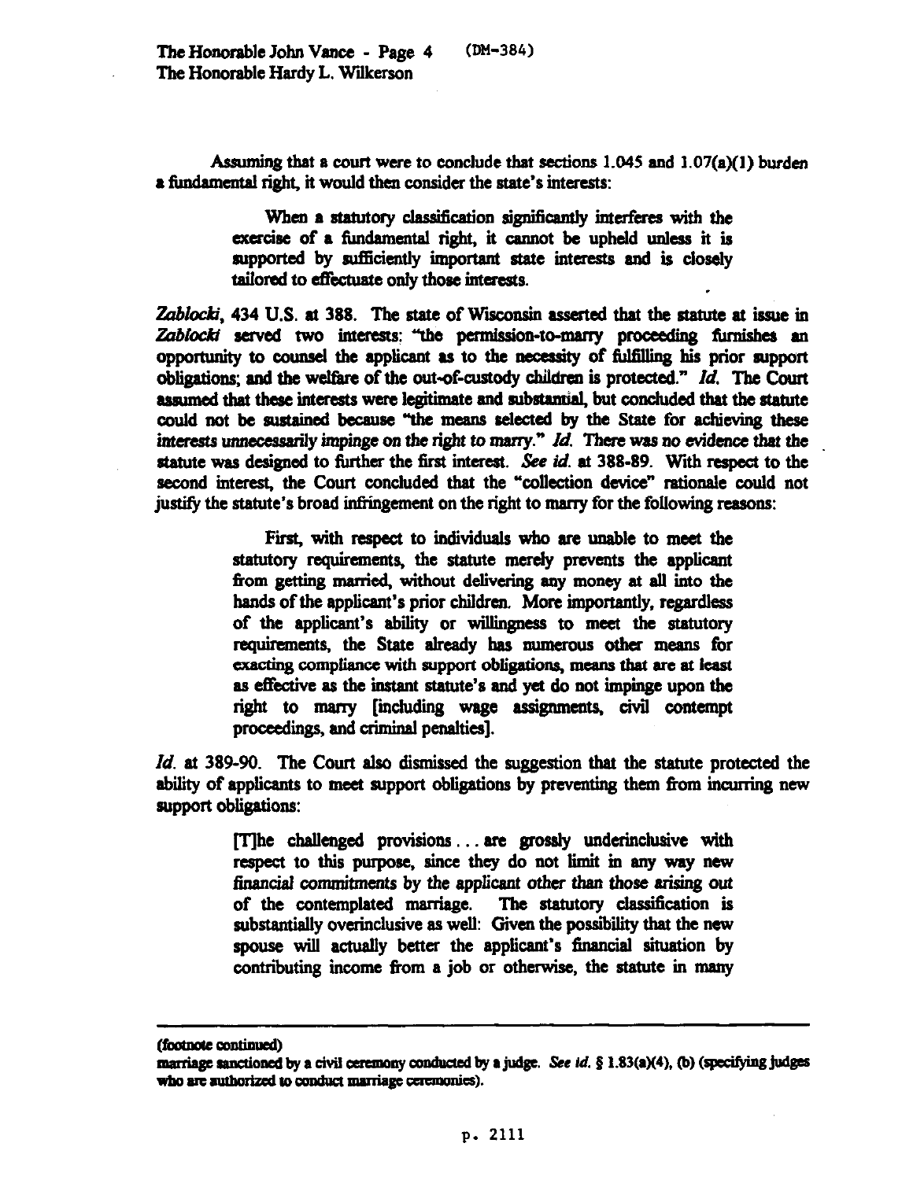Assuming that a court were to conclude that sections 1.045 and 1.07(a)(1) burden a fundamental right, it would then consider the state's interests:

> When a statutory classification significantly interferes with the exercise of a fundamental right, it cannot be upheld unless it is supported by sufficiently important state interests and is closely tailored to effectuate only those interests.

*Zablocki*, 434 U.S. at 388. The state of Wisconsin asserted that the statute at issue in *Zablocki* served two interests: "the permission-to-marry proceeding furnishes an opportunity to counsel the applicant as to the necessity of fulfilling his prior support obligations; and the welfare of the out-of-custody children is protected." *Id.* The Court assumed that these interests were legitimate and substantial, but concluded that the statute could not be sustained because "the means selected by the State for achieving these interests unnecessarily impinge on the right to marry." *Id.* There was no evidence that the statute was designed to further the first interest. *See id.* at 388-89. With respect to the second interest, the Court concluded that the "collection device" rationale could not justify the statute's broad infringement on the right to marry for the following reasons:

> First, with respect to individuals who are unable to meet the statutory requirements, the statute merely prevents the applicant from getting married, without delivering any money at all into the hands of the applicant's prior children. More importantly, regardless of the applicant's ability or willingness to meet the statutory requirements, the State already has numerous other means for exacting compliance with support obligations, means that are at least as effective as the instant statute's and yet do not impinge upon the right to marry [including wage assignments, civil contempt proceedings, and criminal penalties].

*Id.* at 389-90. The Court also dismissed the suggestion that the statute protected the ability of applicants to meet support obligations by preventing them from incurring new support obligations:

> [T]he challenged provisions . . . are grossly underinclusive with respect to this purpose, since they do not limit in any way new financial commitments by the applicant other than those arising out of the contemplated marriage. The statutory classification is substantially overinclusive as well: Given the possibility that the new spouse will actually better the applicant's financial situation by contributing income from a job or otherwise, the statute in many

---

(footnote continued)

marriage sanctioned by a civil ceremony conducted by a judge. *See id.* § 1.83(a)(4), (b) (specifying judges who are authorized to conduct marriage ceremonies).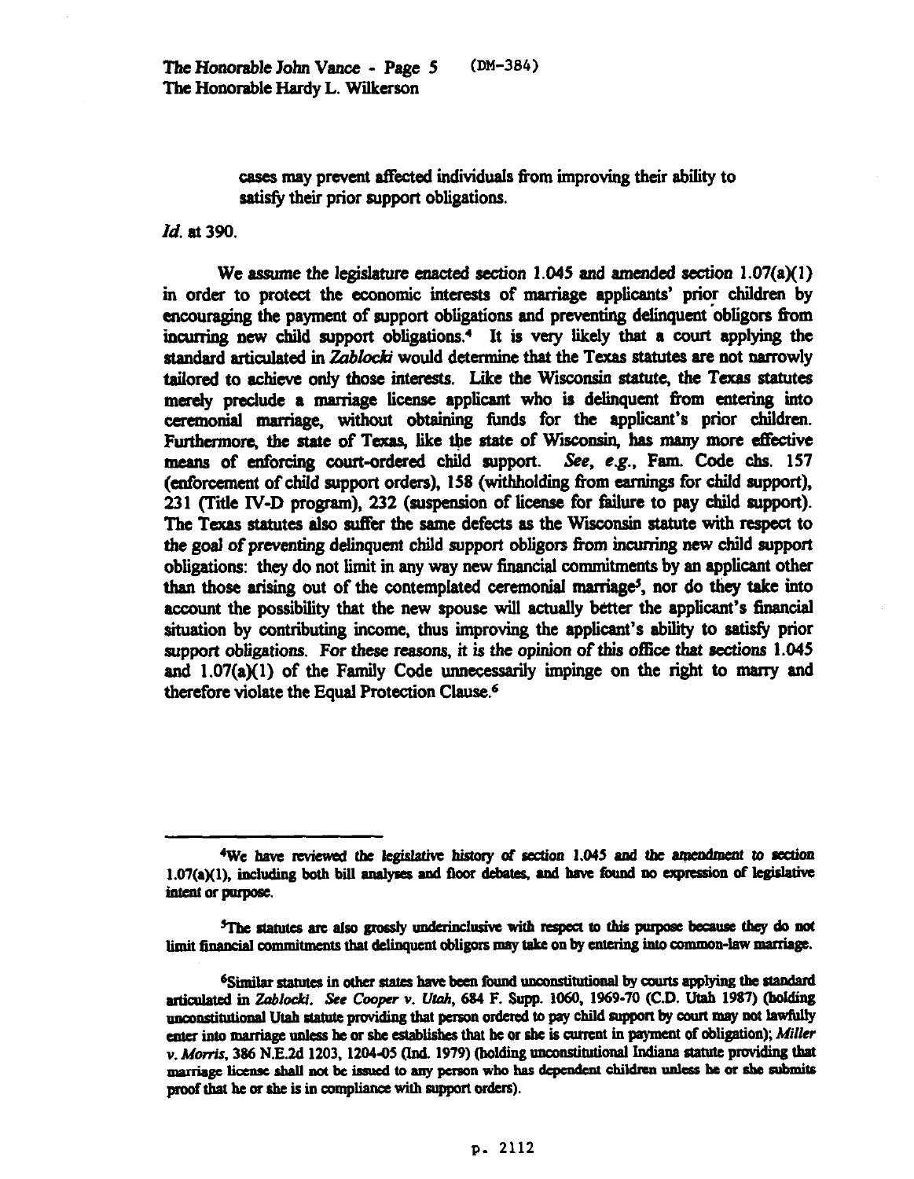> cases may prevent affected individuals from improving their ability to satisfy their prior support obligations.

*Id.* at 390.

We assume the legislature enacted section 1.045 and amended section 1.07(a)(1) in order to protect the economic interests of marriage applicants' prior children by encouraging the payment of support obligations and preventing delinquent obligors from incurring new child support obligations.[4] It is very likely that a court applying the standard articulated in *Zablocki* would determine that the Texas statutes are not narrowly tailored to achieve only those interests. Like the Wisconsin statute, the Texas statutes merely preclude a marriage license applicant who is delinquent from entering into ceremonial marriage, without obtaining funds for the applicant's prior children. Furthermore, the state of Texas, like the state of Wisconsin, has many more effective means of enforcing court-ordered child support. *See, e.g.*, Fam. Code chs. 157 (enforcement of child support orders), 158 (withholding from earnings for child support), 231 (Title IV-D program), 232 (suspension of license for failure to pay child support). The Texas statutes also suffer the same defects as the Wisconsin statute with respect to the goal of preventing delinquent child support obligors from incurring new child support obligations: they do not limit in any way new financial commitments by an applicant other than those arising out of the contemplated ceremonial marriage[5], nor do they take into account the possibility that the new spouse will actually better the applicant's financial situation by contributing income, thus improving the applicant's ability to satisfy prior support obligations. For these reasons, it is the opinion of this office that sections 1.045 and 1.07(a)(1) of the Family Code unnecessarily impinge on the right to marry and therefore violate the Equal Protection Clause.[6]

---

[4]We have reviewed the legislative history of section 1.045 and the amendment to section 1.07(a)(1), including both bill analyses and floor debates, and have found no expression of legislative intent or purpose.

[5]The statutes are also grossly underinclusive with respect to this purpose because they do not limit financial commitments that delinquent obligors may take on by entering into common-law marriage.

[6]Similar statutes in other states have been found unconstitutional by courts applying the standard articulated in *Zablocki*. *See Cooper v. Utah*, 684 F. Supp. 1060, 1969-70 (C.D. Utah 1987) (holding unconstitutional Utah statute providing that person ordered to pay child support by court may not lawfully enter into marriage unless he or she establishes that he or she is current in payment of obligation); *Miller v. Morris*, 386 N.E.2d 1203, 1204-05 (Ind. 1979) (holding unconstitutional Indiana statute providing that marriage license shall not be issued to any person who has dependent children unless he or she submits proof that he or she is in compliance with support orders).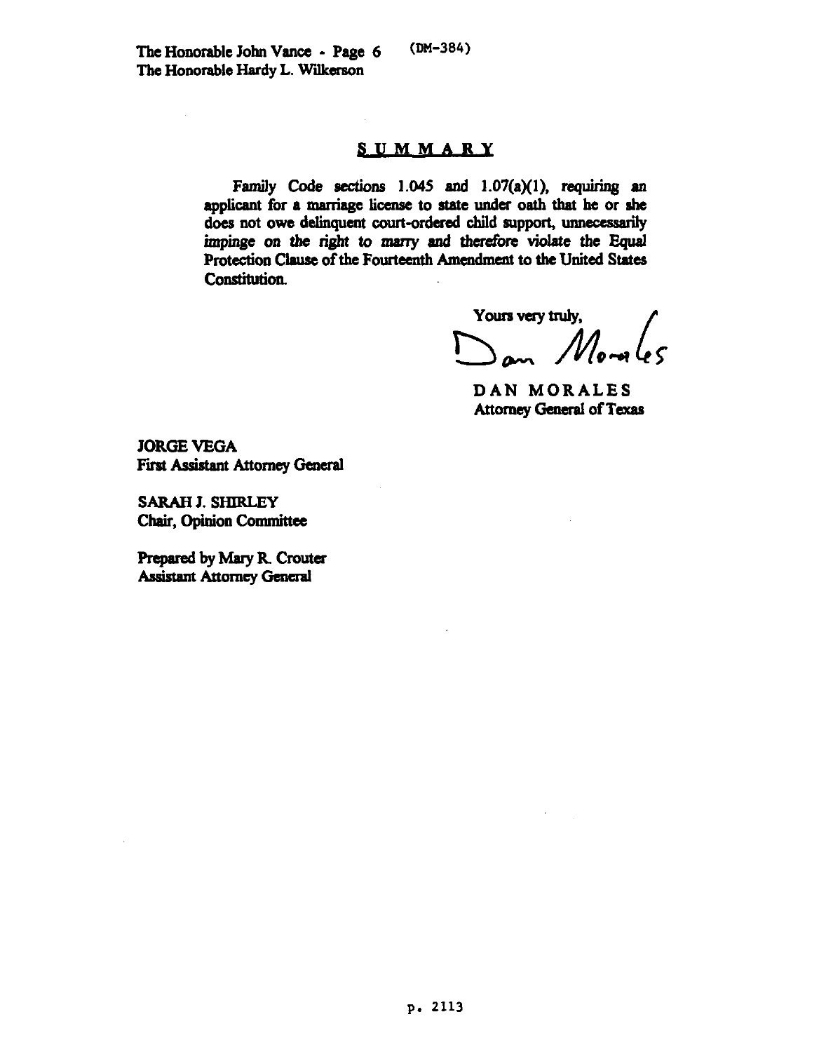## SUMMARY

Family Code sections 1.045 and 1.07(a)(1), requiring an applicant for a marriage license to state under oath that he or she does not owe delinquent court-ordered child support, unnecessarily *impinge on the right to marry* and therefore violate the Equal Protection Clause of the Fourteenth Amendment to the United States Constitution.

Yours very truly,

Dan Morales

DAN MORALES
Attorney General of Texas

JORGE VEGA
First Assistant Attorney General

SARAH J. SHIRLEY
Chair, Opinion Committee

Prepared by Mary R. Crouter
Assistant Attorney General